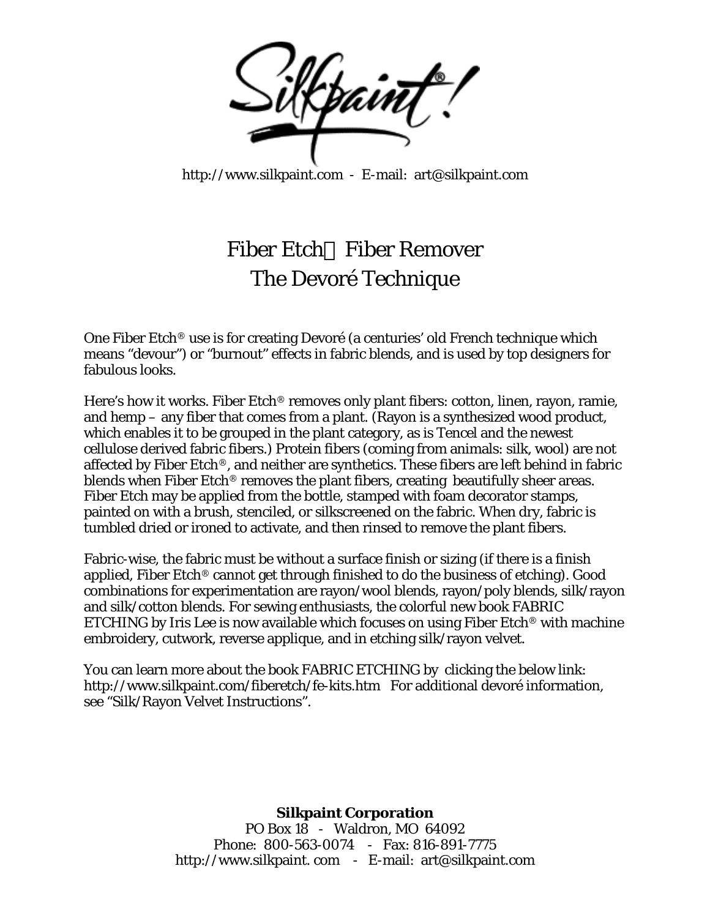Silkpaint!

http://www.silkpaint.com - E-mail: art@silkpaint.com

# Fiber Etch Fiber Remover
# The Devoré Technique

One Fiber Etch® use is for creating Devoré (a centuries' old French technique which means "devour") or "burnout" effects in fabric blends, and is used by top designers for fabulous looks.

Here's how it works. Fiber Etch® removes only plant fibers: cotton, linen, rayon, ramie, and hemp – any fiber that comes from a plant. (Rayon is a synthesized wood product, which enables it to be grouped in the plant category, as is Tencel and the newest cellulose derived fabric fibers.) Protein fibers (coming from animals: silk, wool) are not affected by Fiber Etch®, and neither are synthetics. These fibers are left behind in fabric blends when Fiber Etch® removes the plant fibers, creating beautifully sheer areas. Fiber Etch may be applied from the bottle, stamped with foam decorator stamps, painted on with a brush, stenciled, or silkscreened on the fabric. When dry, fabric is tumbled dried or ironed to activate, and then rinsed to remove the plant fibers.

Fabric-wise, the fabric must be without a surface finish or sizing (if there is a finish applied, Fiber Etch® cannot get through finished to do the business of etching). Good combinations for experimentation are rayon/wool blends, rayon/poly blends, silk/rayon and silk/cotton blends. For sewing enthusiasts, the colorful new book FABRIC ETCHING by Iris Lee is now available which focuses on using Fiber Etch® with machine embroidery, cutwork, reverse applique, and in etching silk/rayon velvet.

You can learn more about the book FABRIC ETCHING by clicking the below link: http://www.silkpaint.com/fiberetch/fe-kits.htm For additional devoré information, see "Silk/Rayon Velvet Instructions".

**Silkpaint Corporation**
PO Box 18 - Waldron, MO 64092
Phone: 800-563-0074 - Fax: 816-891-7775
http://www.silkpaint. com - E-mail: art@silkpaint.com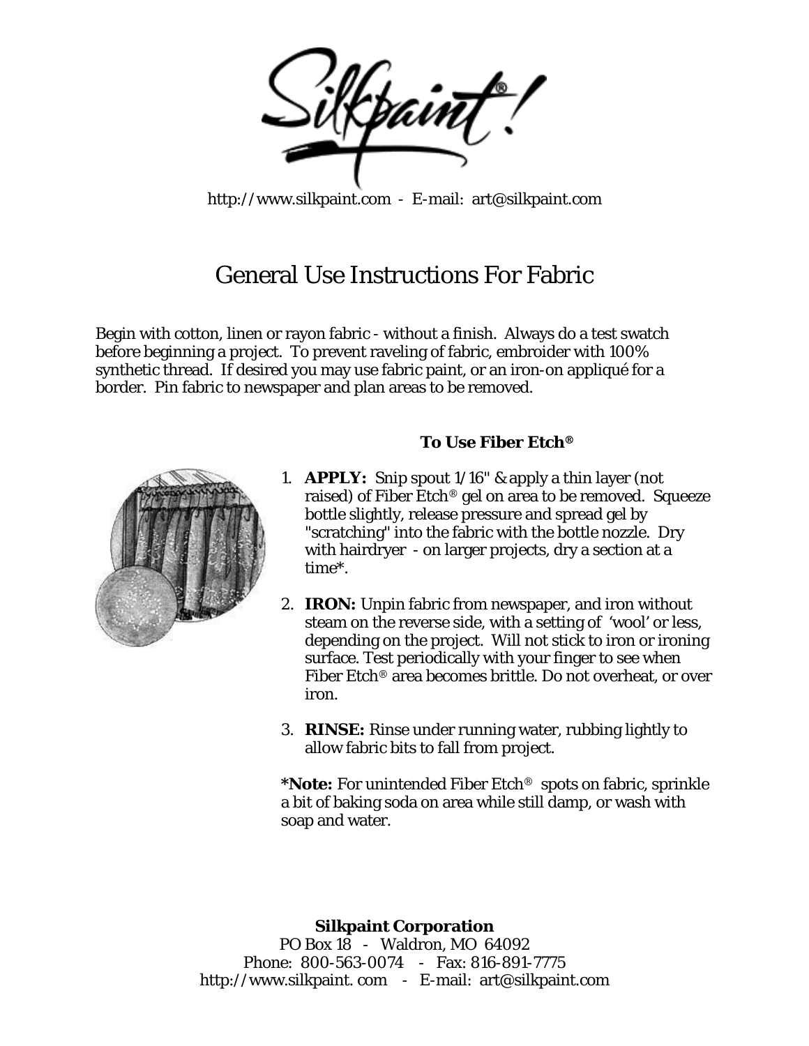Silkpaint®!

http://www.silkpaint.com - E-mail: art@silkpaint.com

# General Use Instructions For Fabric

Begin with cotton, linen or rayon fabric - without a finish. Always do a test swatch before beginning a project. To prevent raveling of fabric, embroider with 100% synthetic thread. If desired you may use fabric paint, or an iron-on appliqué for a border. Pin fabric to newspaper and plan areas to be removed.

### To Use Fiber Etch®

1. **APPLY:** Snip spout 1/16" & apply a thin layer (not raised) of Fiber Etch® gel on area to be removed. Squeeze bottle slightly, release pressure and spread gel by "scratching" into the fabric with the bottle nozzle. Dry with hairdryer - on larger projects, dry a section at a time*.

2. **IRON:** Unpin fabric from newspaper, and iron without steam on the reverse side, with a setting of 'wool' or less, depending on the project. Will not stick to iron or ironing surface. Test periodically with your finger to see when Fiber Etch® area becomes brittle. Do not overheat, or over iron.

3. **RINSE:** Rinse under running water, rubbing lightly to allow fabric bits to fall from project.

***Note:** For unintended Fiber Etch® spots on fabric, sprinkle a bit of baking soda on area while still damp, or wash with soap and water.

**Silkpaint Corporation**
PO Box 18 - Waldron, MO 64092
Phone: 800-563-0074 - Fax: 816-891-7775
http://www.silkpaint. com - E-mail: art@silkpaint.com